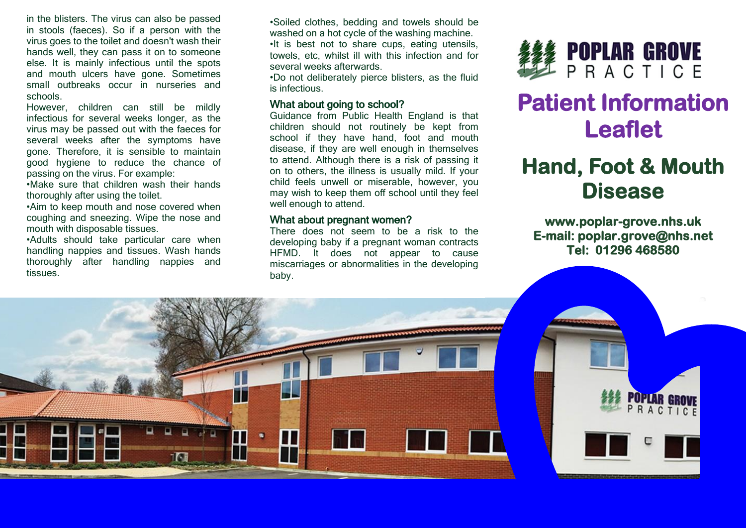in the blisters. The virus can also be passed in stools (faeces). So if a person with the virus goes to the toilet and doesn't wash their hands well, they can pass it on to someone else. It is mainly infectious until the spots and mouth ulcers have gone. Sometimes small outbreaks occur in nurseries and schools.

However, children can still be mildly infectious for several weeks longer, as the virus may be passed out with the faeces for several weeks after the symptoms have gone. Therefore, it is sensible to maintain good hygiene to reduce the chance of passing on the virus. For example:

- Make sure that children wash their hands thoroughly after using the toilet.
- Aim to keep mouth and nose covered when coughing and sneezing. Wipe the nose and mouth with disposable tissues.
- Adults should take particular care when handling nappies and tissues. Wash hands thoroughly after handling nappies and tissues.
- Soiled clothes, bedding and towels should be washed on a hot cycle of the washing machine.
- It is best not to share cups, eating utensils, towels, etc, whilst ill with this infection and for several weeks afterwards.
- Do not deliberately pierce blisters, as the fluid is infectious.

## What about going to school?

Guidance from Public Health England is that children should not routinely be kept from school if they have hand, foot and mouth disease, if they are well enough in themselves to attend. Although there is a risk of passing it on to others, the illness is usually mild. If your child feels unwell or miserable, however, you may wish to keep them off school until they feel well enough to attend.

## What about pregnant women?

There does not seem to be a risk to the developing baby if a pregnant woman contracts HFMD. It does not appear to cause miscarriages or abnormalities in the developing baby.

**POPLAR GROVE PRACTICE**

# Patient Information Leaflet

# Hand, Foot & Mouth Disease

**www.poplar-grove.nhs.uk**
**E-mail: poplar.grove@nhs.net**
**Tel: 01296 468580**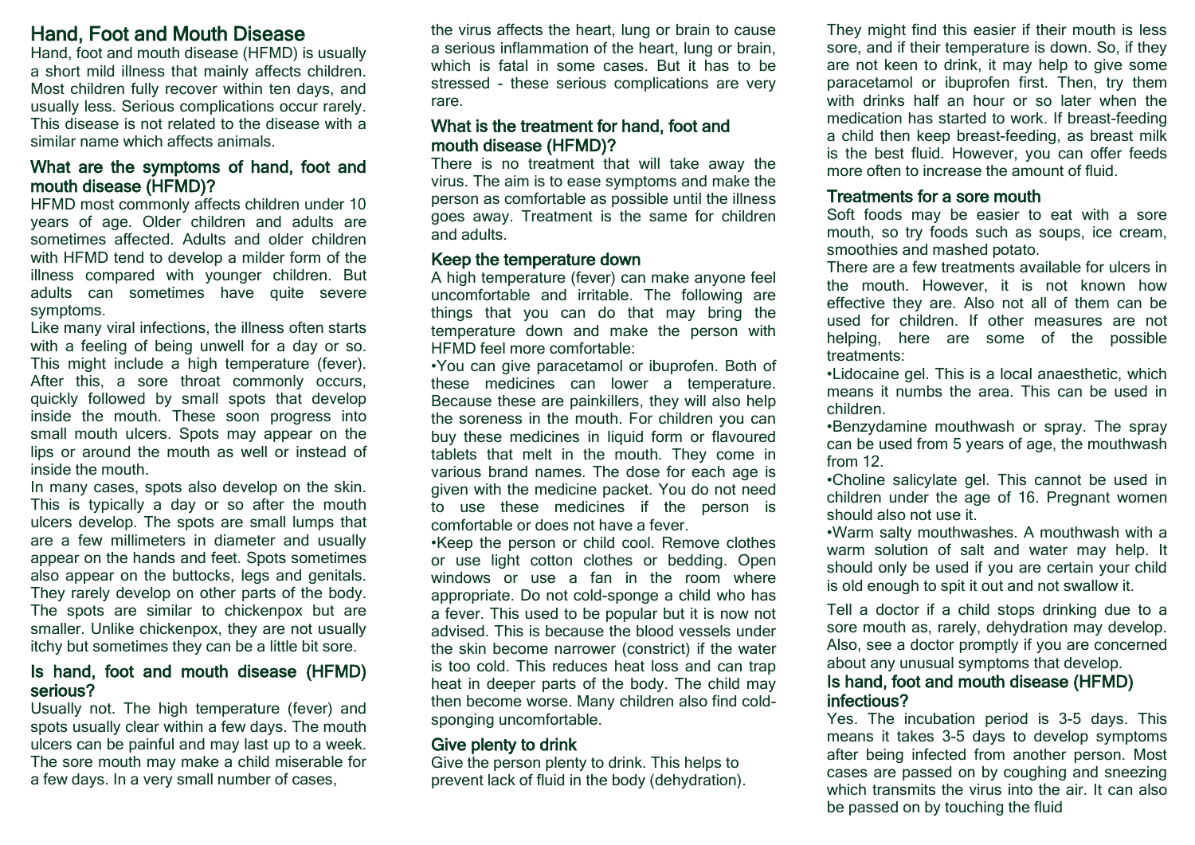# Hand, Foot and Mouth Disease

Hand, foot and mouth disease (HFMD) is usually a short mild illness that mainly affects children. Most children fully recover within ten days, and usually less. Serious complications occur rarely. This disease is not related to the disease with a similar name which affects animals.

## What are the symptoms of hand, foot and mouth disease (HFMD)?

HFMD most commonly affects children under 10 years of age. Older children and adults are sometimes affected. Adults and older children with HFMD tend to develop a milder form of the illness compared with younger children. But adults can sometimes have quite severe symptoms.

Like many viral infections, the illness often starts with a feeling of being unwell for a day or so. This might include a high temperature (fever). After this, a sore throat commonly occurs, quickly followed by small spots that develop inside the mouth. These soon progress into small mouth ulcers. Spots may appear on the lips or around the mouth as well or instead of inside the mouth.

In many cases, spots also develop on the skin. This is typically a day or so after the mouth ulcers develop. The spots are small lumps that are a few millimeters in diameter and usually appear on the hands and feet. Spots sometimes also appear on the buttocks, legs and genitals. They rarely develop on other parts of the body. The spots are similar to chickenpox but are smaller. Unlike chickenpox, they are not usually itchy but sometimes they can be a little bit sore.

## Is hand, foot and mouth disease (HFMD) serious?

Usually not. The high temperature (fever) and spots usually clear within a few days. The mouth ulcers can be painful and may last up to a week. The sore mouth may make a child miserable for a few days. In a very small number of cases, the virus affects the heart, lung or brain to cause a serious inflammation of the heart, lung or brain, which is fatal in some cases. But it has to be stressed - these serious complications are very rare.

## What is the treatment for hand, foot and mouth disease (HFMD)?

There is no treatment that will take away the virus. The aim is to ease symptoms and make the person as comfortable as possible until the illness goes away. Treatment is the same for children and adults.

### Keep the temperature down

A high temperature (fever) can make anyone feel uncomfortable and irritable. The following are things that you can do that may bring the temperature down and make the person with HFMD feel more comfortable:

- You can give paracetamol or ibuprofen. Both of these medicines can lower a temperature. Because these are painkillers, they will also help the soreness in the mouth. For children you can buy these medicines in liquid form or flavoured tablets that melt in the mouth. They come in various brand names. The dose for each age is given with the medicine packet. You do not need to use these medicines if the person is comfortable or does not have a fever.
- Keep the person or child cool. Remove clothes or use light cotton clothes or bedding. Open windows or use a fan in the room where appropriate. Do not cold-sponge a child who has a fever. This used to be popular but it is now not advised. This is because the blood vessels under the skin become narrower (constrict) if the water is too cold. This reduces heat loss and can trap heat in deeper parts of the body. The child may then become worse. Many children also find cold-sponging uncomfortable.

### Give plenty to drink

Give the person plenty to drink. This helps to prevent lack of fluid in the body (dehydration). They might find this easier if their mouth is less sore, and if their temperature is down. So, if they are not keen to drink, it may help to give some paracetamol or ibuprofen first. Then, try them with drinks half an hour or so later when the medication has started to work. If breast-feeding a child then keep breast-feeding, as breast milk is the best fluid. However, you can offer feeds more often to increase the amount of fluid.

### Treatments for a sore mouth

Soft foods may be easier to eat with a sore mouth, so try foods such as soups, ice cream, smoothies and mashed potato.

There are a few treatments available for ulcers in the mouth. However, it is not known how effective they are. Also not all of them can be used for children. If other measures are not helping, here are some of the possible treatments:

- Lidocaine gel. This is a local anaesthetic, which means it numbs the area. This can be used in children.
- Benzydamine mouthwash or spray. The spray can be used from 5 years of age, the mouthwash from 12.
- Choline salicylate gel. This cannot be used in children under the age of 16. Pregnant women should also not use it.
- Warm salty mouthwashes. A mouthwash with a warm solution of salt and water may help. It should only be used if you are certain your child is old enough to spit it out and not swallow it.

Tell a doctor if a child stops drinking due to a sore mouth as, rarely, dehydration may develop. Also, see a doctor promptly if you are concerned about any unusual symptoms that develop.

## Is hand, foot and mouth disease (HFMD) infectious?

Yes. The incubation period is 3-5 days. This means it takes 3-5 days to develop symptoms after being infected from another person. Most cases are passed on by coughing and sneezing which transmits the virus into the air. It can also be passed on by touching the fluid